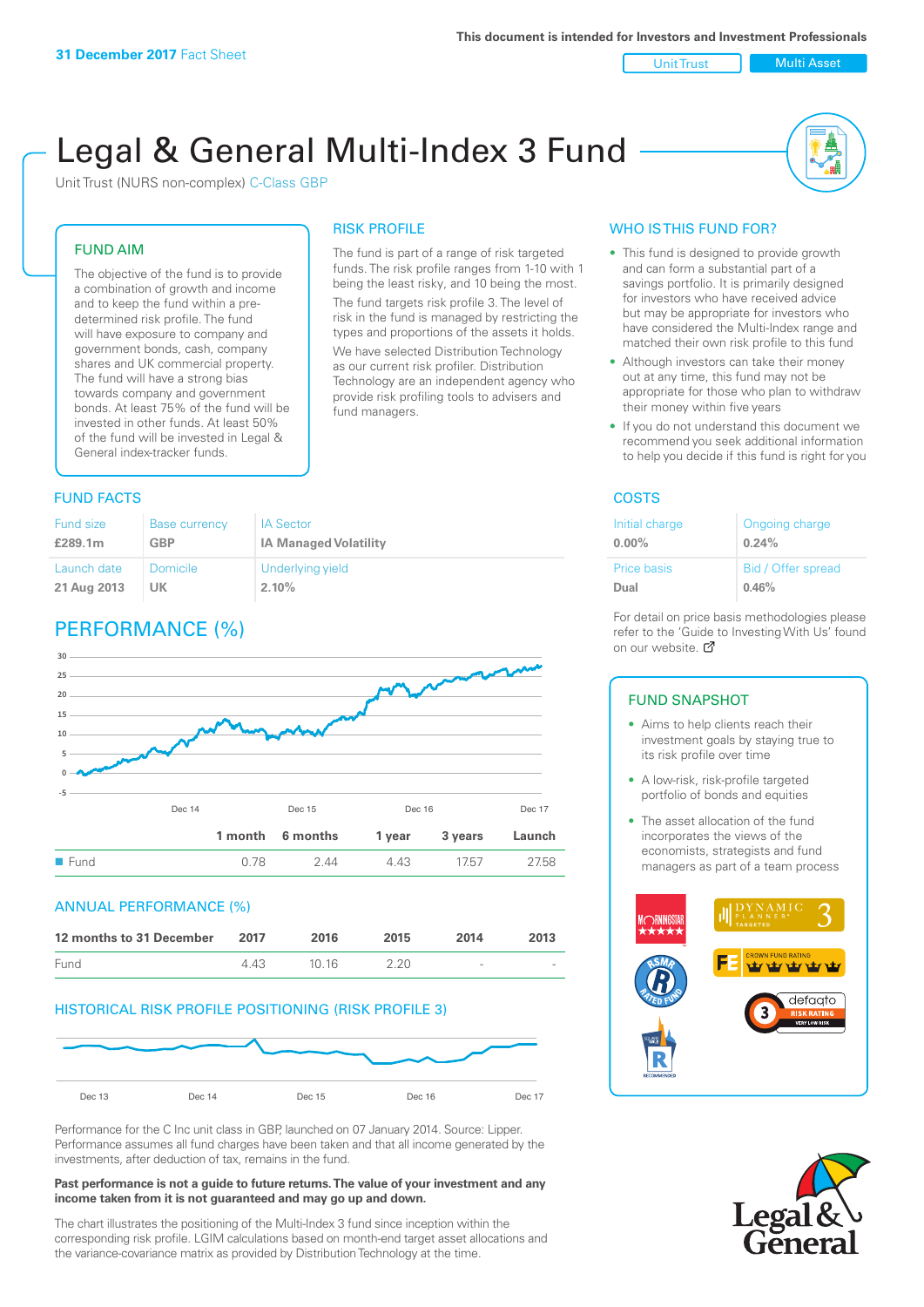**31 December 2017** Fact Sheet

This document is intended for Investors and Investment Professionals

Unit Trust | Multi Asset

# Legal & General Multi-Index 3 Fund

Unit Trust (NURS non-complex) C-Class GBP

## FUND AIM

The objective of the fund is to provide a combination of growth and income and to keep the fund within a pre-determined risk profile. The fund will have exposure to company and government bonds, cash, company shares and UK commercial property. The fund will have a strong bias towards company and government bonds. At least 75% of the fund will be invested in other funds. At least 50% of the fund will be invested in Legal & General index-tracker funds.

## RISK PROFILE

The fund is part of a range of risk targeted funds. The risk profile ranges from 1-10 with 1 being the least risky, and 10 being the most.

The fund targets risk profile 3. The level of risk in the fund is managed by restricting the types and proportions of the assets it holds.

We have selected Distribution Technology as our current risk profiler. Distribution Technology are an independent agency who provide risk profiling tools to advisers and fund managers.

## WHO IS THIS FUND FOR?

- This fund is designed to provide growth and can form a substantial part of a savings portfolio. It is primarily designed for investors who have received advice but may be appropriate for investors who have considered the Multi-Index range and matched their own risk profile to this fund
- Although investors can take their money out at any time, this fund may not be appropriate for those who plan to withdraw their money within five years
- If you do not understand this document we recommend you seek additional information to help you decide if this fund is right for you

## FUND FACTS

| Fund size | Base currency | IA Sector |
|---|---|---|
| **£289.1m** | **GBP** | **IA Managed Volatility** |
| **Launch date** | **Domicile** | **Underlying yield** |
| **21 Aug 2013** | **UK** | **2.10%** |

## COSTS

| Initial charge | Ongoing charge |
|---|---|
| **0.00%** | **0.24%** |
| **Price basis** | **Bid / Offer spread** |
| **Dual** | **0.46%** |

For detail on price basis methodologies please refer to the 'Guide to Investing With Us' found on our website.

## PERFORMANCE (%)

30
25
20
15
10
5
0
-5
Dec 14
Dec 15
Dec 16
Dec 17

| | 1 month | 6 months | 1 year | 3 years | Launch |
|---|---|---|---|---|---|
| Fund | 0.78 | 2.44 | 4.43 | 17.57 | 27.58 |

## ANNUAL PERFORMANCE (%)

| 12 months to 31 December | 2017 | 2016 | 2015 | 2014 | 2013 |
|---|---|---|---|---|---|
| Fund | 4.43 | 10.16 | 2.20 | - | - |

## HISTORICAL RISK PROFILE POSITIONING (RISK PROFILE 3)

Dec 13
Dec 14
Dec 15
Dec 16
Dec 17

Performance for the C Inc unit class in GBP, launched on 07 January 2014. Source: Lipper. Performance assumes all fund charges have been taken and that all income generated by the investments, after deduction of tax, remains in the fund.

**Past performance is not a guide to future returns. The value of your investment and any income taken from it is not guaranteed and may go up and down.**

The chart illustrates the positioning of the Multi-Index 3 fund since inception within the corresponding risk profile. LGIM calculations based on month-end target asset allocations and the variance-covariance matrix as provided by Distribution Technology at the time.

## FUND SNAPSHOT

- Aims to help clients reach their investment goals by staying true to its risk profile over time
- A low-risk, risk-profile targeted portfolio of bonds and equities
- The asset allocation of the fund incorporates the views of the economists, strategists and fund managers as part of a team process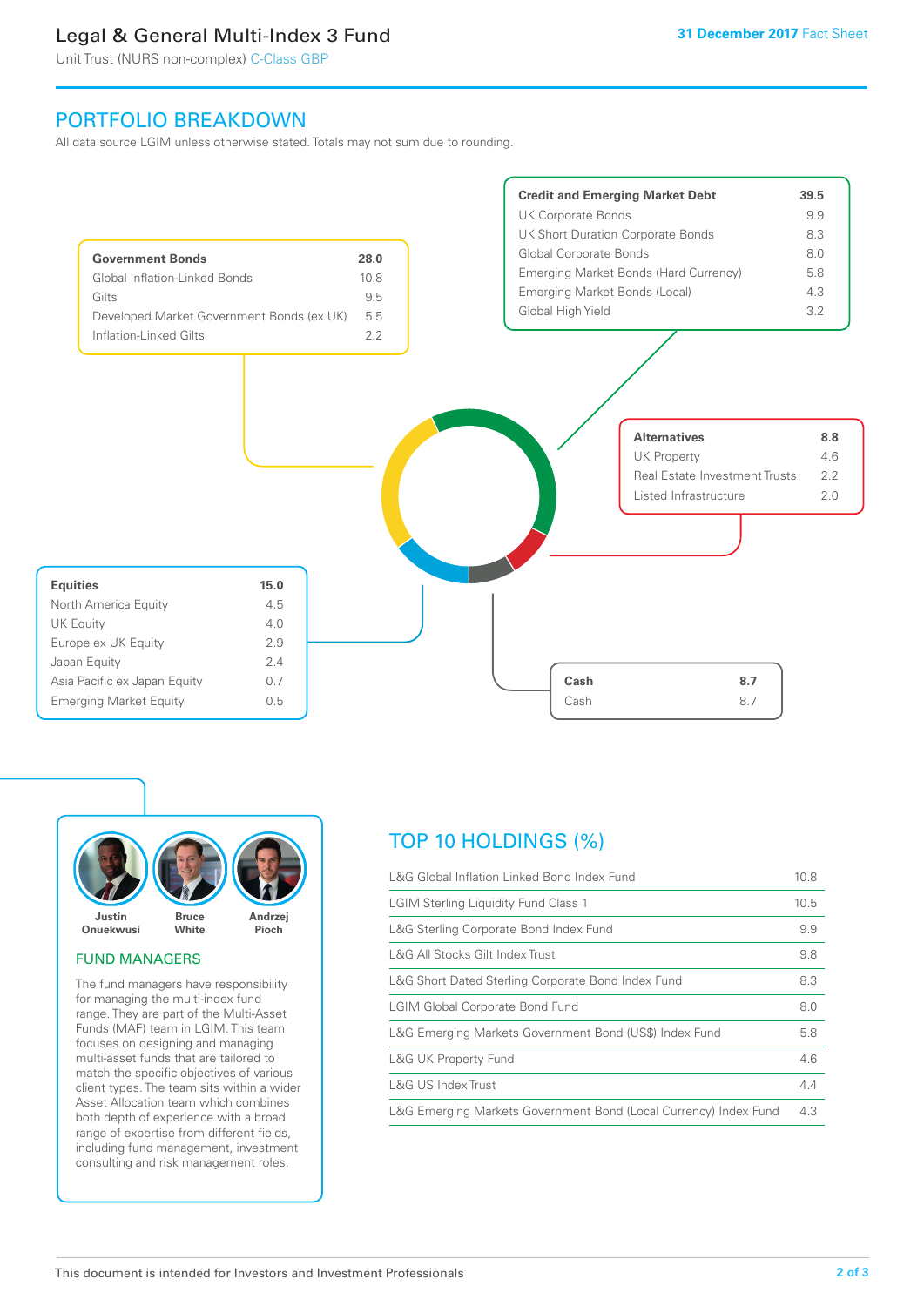## PORTFOLIO BREAKDOWN

All data source LGIM unless otherwise stated. Totals may not sum due to rounding.

| Government Bonds | 28.0 |
|---|---|
| Global Inflation-Linked Bonds | 10.8 |
| Gilts | 9.5 |
| Developed Market Government Bonds (ex UK) | 5.5 |
| Inflation-Linked Gilts | 2.2 |

| Credit and Emerging Market Debt | 39.5 |
|---|---|
| UK Corporate Bonds | 9.9 |
| UK Short Duration Corporate Bonds | 8.3 |
| Global Corporate Bonds | 8.0 |
| Emerging Market Bonds (Hard Currency) | 5.8 |
| Emerging Market Bonds (Local) | 4.3 |
| Global High Yield | 3.2 |

| Alternatives | 8.8 |
|---|---|
| UK Property | 4.6 |
| Real Estate Investment Trusts | 2.2 |
| Listed Infrastructure | 2.0 |

| Equities | 15.0 |
|---|---|
| North America Equity | 4.5 |
| UK Equity | 4.0 |
| Europe ex UK Equity | 2.9 |
| Japan Equity | 2.4 |
| Asia Pacific ex Japan Equity | 0.7 |
| Emerging Market Equity | 0.5 |

| Cash | 8.7 |
|---|---|
| Cash | 8.7 |

Justin Onuekwusi
Bruce White
Andrzej Pioch

### FUND MANAGERS

The fund managers have responsibility for managing the multi-index fund range. They are part of the Multi-Asset Funds (MAF) team in LGIM. This team focuses on designing and managing multi-asset funds that are tailored to match the specific objectives of various client types. The team sits within a wider Asset Allocation team which combines both depth of experience with a broad range of expertise from different fields, including fund management, investment consulting and risk management roles.

## TOP 10 HOLDINGS (%)

| | |
|---|---|
| L&G Global Inflation Linked Bond Index Fund | 10.8 |
| LGIM Sterling Liquidity Fund Class 1 | 10.5 |
| L&G Sterling Corporate Bond Index Fund | 9.9 |
| L&G All Stocks Gilt Index Trust | 9.8 |
| L&G Short Dated Sterling Corporate Bond Index Fund | 8.3 |
| LGIM Global Corporate Bond Fund | 8.0 |
| L&G Emerging Markets Government Bond (US$) Index Fund | 5.8 |
| L&G UK Property Fund | 4.6 |
| L&G US Index Trust | 4.4 |
| L&G Emerging Markets Government Bond (Local Currency) Index Fund | 4.3 |

This document is intended for Investors and Investment Professionals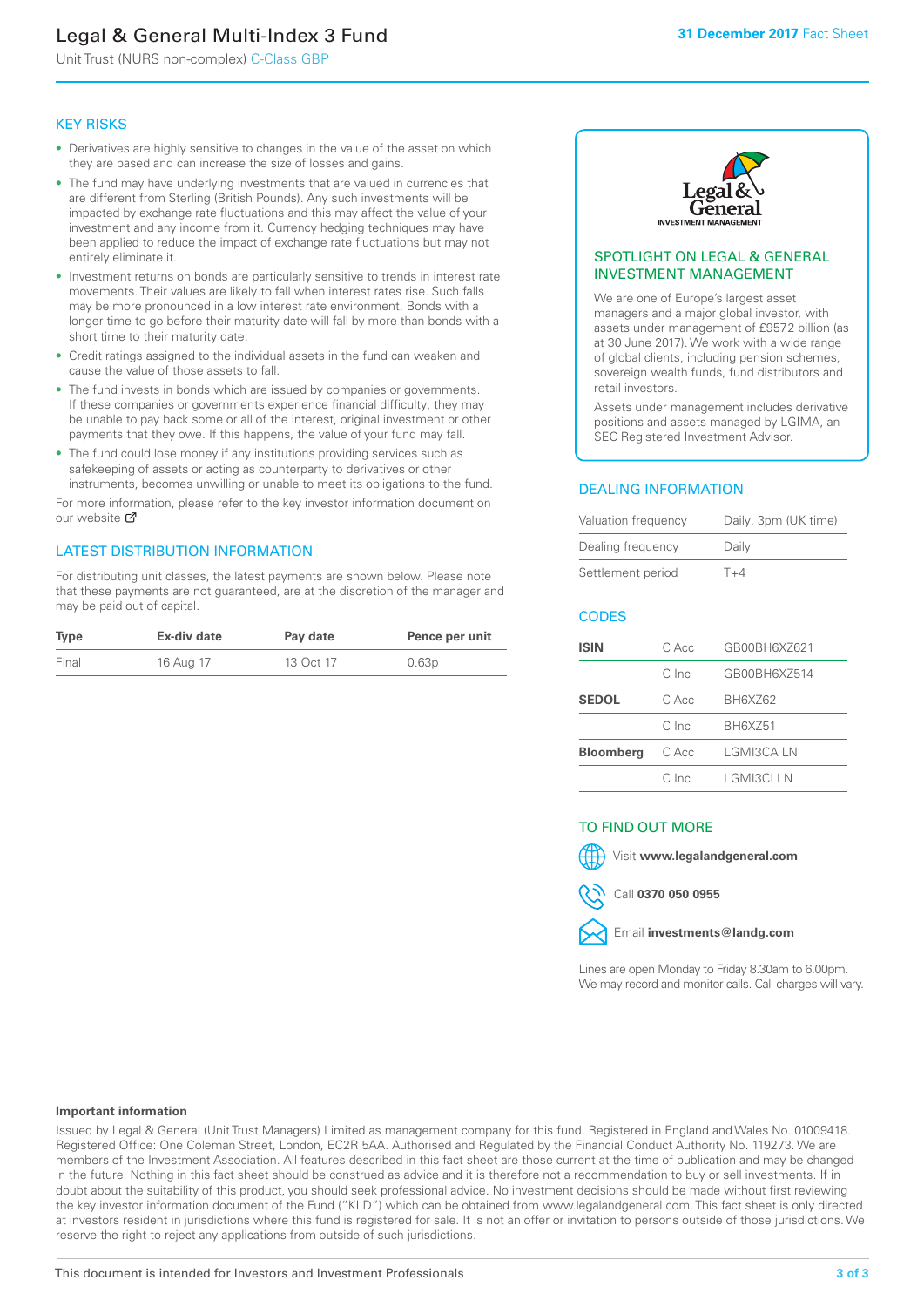# Legal & General Multi-Index 3 Fund

Unit Trust (NURS non-complex) C-Class GBP

**31 December 2017** Fact Sheet

## KEY RISKS

- Derivatives are highly sensitive to changes in the value of the asset on which they are based and can increase the size of losses and gains.
- The fund may have underlying investments that are valued in currencies that are different from Sterling (British Pounds). Any such investments will be impacted by exchange rate fluctuations and this may affect the value of your investment and any income from it. Currency hedging techniques may have been applied to reduce the impact of exchange rate fluctuations but may not entirely eliminate it.
- Investment returns on bonds are particularly sensitive to trends in interest rate movements. Their values are likely to fall when interest rates rise. Such falls may be more pronounced in a low interest rate environment. Bonds with a longer time to go before their maturity date will fall by more than bonds with a short time to their maturity date.
- Credit ratings assigned to the individual assets in the fund can weaken and cause the value of those assets to fall.
- The fund invests in bonds which are issued by companies or governments. If these companies or governments experience financial difficulty, they may be unable to pay back some or all of the interest, original investment or other payments that they owe. If this happens, the value of your fund may fall.
- The fund could lose money if any institutions providing services such as safekeeping of assets or acting as counterparty to derivatives or other instruments, becomes unwilling or unable to meet its obligations to the fund.

For more information, please refer to the key investor information document on our website

## LATEST DISTRIBUTION INFORMATION

For distributing unit classes, the latest payments are shown below. Please note that these payments are not guaranteed, are at the discretion of the manager and may be paid out of capital.

| Type | Ex-div date | Pay date | Pence per unit |
|---|---|---|---|
| Final | 16 Aug 17 | 13 Oct 17 | 0.63p |

## SPOTLIGHT ON LEGAL & GENERAL INVESTMENT MANAGEMENT

We are one of Europe's largest asset managers and a major global investor, with assets under management of £957.2 billion (as at 30 June 2017). We work with a wide range of global clients, including pension schemes, sovereign wealth funds, fund distributors and retail investors.

Assets under management includes derivative positions and assets managed by LGIMA, an SEC Registered Investment Advisor.

## DEALING INFORMATION

| | |
|---|---|
| Valuation frequency | Daily, 3pm (UK time) |
| Dealing frequency | Daily |
| Settlement period | T+4 |

## CODES

| | | |
|---|---|---|
| **ISIN** | C Acc | GB00BH6XZ621 |
| | C Inc | GB00BH6XZ514 |
| **SEDOL** | C Acc | BH6XZ62 |
| | C Inc | BH6XZ51 |
| **Bloomberg** | C Acc | LGMI3CA LN |
| | C Inc | LGMI3CI LN |

## TO FIND OUT MORE

Visit **www.legalandgeneral.com**

Call **0370 050 0955**

Email **investments@landg.com**

Lines are open Monday to Friday 8.30am to 6.00pm. We may record and monitor calls. Call charges will vary.

**Important information**

Issued by Legal & General (Unit Trust Managers) Limited as management company for this fund. Registered in England and Wales No. 01009418. Registered Office: One Coleman Street, London, EC2R 5AA. Authorised and Regulated by the Financial Conduct Authority No. 119273. We are members of the Investment Association. All features described in this fact sheet are those current at the time of publication and may be changed in the future. Nothing in this fact sheet should be construed as advice and it is therefore not a recommendation to buy or sell investments. If in doubt about the suitability of this product, you should seek professional advice. No investment decisions should be made without first reviewing the key investor information document of the Fund ("KIID") which can be obtained from www.legalandgeneral.com. This fact sheet is only directed at investors resident in jurisdictions where this fund is registered for sale. It is not an offer or invitation to persons outside of those jurisdictions. We reserve the right to reject any applications from outside of such jurisdictions.

This document is intended for Investors and Investment Professionals